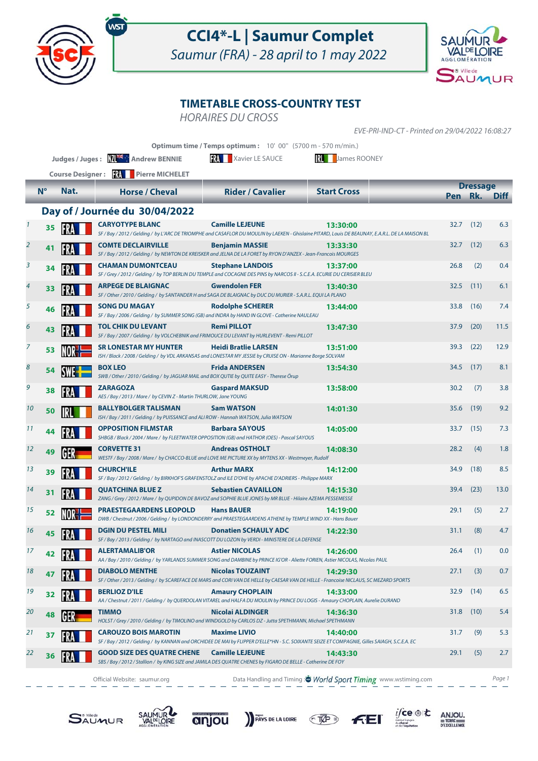# CCI4*-L | Saumur Complet

*Saumur (FRA) - 28 april to 1 may 2022*

## TIMETABLE CROSS-COUNTRY TEST

*HORAIRES DU CROSS*

*EVE-PRI-IND-CT - Printed on 29/04/2022 16:08:27*

**Optimum time / Temps optimum :** 10' 00'' (5700 m - 570 m/min.)

**Judges / Juges :** NZL Andrew BENNIE — FRA Xavier LE SAUCE — IRL James ROONEY

**Course Designer :** FRA Pierre MICHELET

### Day of / Journée du 30/04/2022

| | N° | Nat. | Horse / Cheval | Rider / Cavalier | Start Cross | Dressage Pen | Dressage Rk. | Dressage Diff |
|---|---|---|---|---|---|---|---|---|
| 1 | 35 | FRA | **CARYOTYPE BLANC**<br>*SF / Bay / 2012 / Gelding / by L'ARC DE TRIOMPHE and CASAFLOR DU MOULIN by LAEKEN - Ghislaine PITARD, Louis DE BEAUNAY, E.A.R.L. DE LA MAISON BL* | **Camille LEJEUNE** | 13:30:00 | 32.7 | (12) | 6.3 |
| 2 | 41 | FRA | **COMTE DECLAIRVILLE**<br>*SF / Bay / 2012 / Gelding / by NEWTON DE KREISKER and JELNA DE LA FORET by RYON D'ANZEX - Jean-Francois MOURGES* | **Benjamin MASSIE** | 13:33:30 | 32.7 | (12) | 6.3 |
| 3 | 34 | FRA | **CHAMAN DUMONTCEAU**<br>*SF / Grey / 2012 / Gelding / by TOP BERLIN DU TEMPLE and COCAGNE DES PINS by NARCOS II - S.C.E.A. ECURIE DU CERISIER BLEU* | **Stephane LANDOIS** | 13:37:00 | 26.8 | (2) | 0.4 |
| 4 | 33 | FRA | **ARPEGE DE BLAIGNAC**<br>*SF / Other / 2010 / Gelding / by SANTANDER H and SAGA DE BLAIGNAC by DUC DU MURIER - S.A.R.L. EQUI LA PLANO* | **Gwendolen FER** | 13:40:30 | 32.5 | (11) | 6.1 |
| 5 | 46 | FRA | **SONG DU MAGAY**<br>*SF / Bay / 2006 / Gelding / by SUMMER SONG (GB) and INDRA by HAND IN GLOVE - Catherine NAULEAU* | **Rodolphe SCHERER** | 13:44:00 | 33.8 | (16) | 7.4 |
| 6 | 43 | FRA | **TOL CHIK DU LEVANT**<br>*SF / Bay / 2007 / Gelding / by VOLCHEBNIK and FRIMOUCE DU LEVANT by HURLEVENT - Remi PILLOT* | **Remi PILLOT** | 13:47:30 | 37.9 | (20) | 11.5 |
| 7 | 53 | NOR | **SR LONESTAR MY HUNTER**<br>*ISH / Black / 2008 / Gelding / by VDL ARKANSAS and LONESTAR MY JESSIE by CRUISE ON - Marianne Borge SOLVAM* | **Heidi Bratlie LARSEN** | 13:51:00 | 39.3 | (22) | 12.9 |
| 8 | 54 | SWE | **BOX LEO**<br>*SWB / Other / 2010 / Gelding / by JAGUAR MAIL and BOX QUTIE by QUITE EASY - Therese Örup* | **Frida ANDERSEN** | 13:54:30 | 34.5 | (17) | 8.1 |
| 9 | 38 | FRA | **ZARAGOZA**<br>*AES / Bay / 2013 / Mare / by CEVIN Z - Martin THURLOW, Jane YOUNG* | **Gaspard MAKSUD** | 13:58:00 | 30.2 | (7) | 3.8 |
| 10 | 50 | IRL | **BALLYBOLGER TALISMAN**<br>*ISH / Bay / 2011 / Gelding / by PUISSANCE and ALI ROW - Hannah WATSON, Julia WATSON* | **Sam WATSON** | 14:01:30 | 35.6 | (19) | 9.2 |
| 11 | 44 | FRA | **OPPOSITION FILMSTAR**<br>*SHBGB / Black / 2004 / Mare / by FLEETWATER OPPOSITION (GB) and HATHOR (OES) - Pascal SAYOUS* | **Barbara SAYOUS** | 14:05:00 | 33.7 | (15) | 7.3 |
| 12 | 49 | GER | **CORVETTE 31**<br>*WESTF / Bay / 2008 / Mare / by CHACCO-BLUE and LOVE ME PICTURE XX by MYTENS XX - Westmeyer, Rudolf* | **Andreas OSTHOLT** | 14:08:30 | 28.2 | (4) | 1.8 |
| 13 | 39 | FRA | **CHURCH'ILE**<br>*SF / Bay / 2012 / Gelding / by BIRKHOF'S GRAFENSTOLZ and ILE D'OHE by APACHE D'ADRIERS - Philippe MARX* | **Arthur MARX** | 14:12:00 | 34.9 | (18) | 8.5 |
| 14 | 31 | FRA | **QUATCHINA BLUE Z**<br>*ZANG / Grey / 2012 / Mare / by QUPIDON DE BAVOZ and SOPHIE BLUE JONES by MR BLUE - Hilaire AZEMA PESSEMESSE* | **Sebastien CAVAILLON** | 14:15:30 | 39.4 | (23) | 13.0 |
| 15 | 52 | NOR | **PRAESTEGAARDENS LEOPOLD**<br>*DWB / Chestnut / 2006 / Gelding / by LONDONDERRY and PRAESTEGAARDENS ATHENE by TEMPLE WIND XX - Hans Bauer* | **Hans BAUER** | 14:19:00 | 29.1 | (5) | 2.7 |
| 16 | 45 | FRA | **DGIN DU PESTEL MILI**<br>*SF / Bay / 2013 / Gelding / by NARTAGO and INASCOTT DU LOZON by VERDI - MINISTERE DE LA DEFENSE* | **Donatien SCHAULY ADC** | 14:22:30 | 31.1 | (8) | 4.7 |
| 17 | 42 | FRA | **ALERTAMALIB'OR**<br>*AA / Bay / 2010 / Gelding / by YARLANDS SUMMER SONG and DAMBINE by PRINCE IG'OR - Aliette FORIEN, Astier NICOLAS, Nicolas PAUL* | **Astier NICOLAS** | 14:26:00 | 26.4 | (1) | 0.0 |
| 18 | 47 | FRA | **DIABOLO MENTHE**<br>*SF / Other / 2013 / Gelding / by SCAREFACE DE MARS and CORI VAN DE HELLE by CAESAR VAN DE HELLE - Francoise NICLAUS, SC MEZARD SPORTS* | **Nicolas TOUZAINT** | 14:29:30 | 27.1 | (3) | 0.7 |
| 19 | 32 | FRA | **BERLIOZ D'ILE**<br>*AA / Chestnut / 2011 / Gelding / by QUERDOLAN VITAREL and HALFA DU MOULIN by PRINCE DU LOGIS - Amaury CHOPLAIN, Aurelie DURAND* | **Amaury CHOPLAIN** | 14:33:00 | 32.9 | (14) | 6.5 |
| 20 | 48 | GER | **TIMMO**<br>*HOLST / Grey / 2010 / Gelding / by TIMOLINO and WINDGOLD by CARLOS DZ - Jutta SPETHMANN, Michael SPETHMANN* | **Nicolai ALDINGER** | 14:36:30 | 31.8 | (10) | 5.4 |
| 21 | 37 | FRA | **CAROUZO BOIS MAROTIN**<br>*SF / Bay / 2012 / Gelding / by KANNAN and ORCHIDEE DE MAI by FLIPPER D'ELLE*HN - S.C. SOIXANTE SEIZE ET COMPAGNIE, Gilles SAIAGH, S.C.E.A. EC* | **Maxime LIVIO** | 14:40:00 | 31.7 | (9) | 5.3 |
| 22 | 36 | FRA | **GOOD SIZE DES QUATRE CHENE**<br>*SBS / Bay / 2012 / Stallion / by KING SIZE and JAMILA DES QUATRE CHENES by FIGARO DE BELLE - Catherine DE FOY* | **Camille LEJEUNE** | 14:43:30 | 29.1 | (5) | 2.7 |

Official Website: saumur.org — Data Handling and Timing : World Sport Timing www.wstiming.com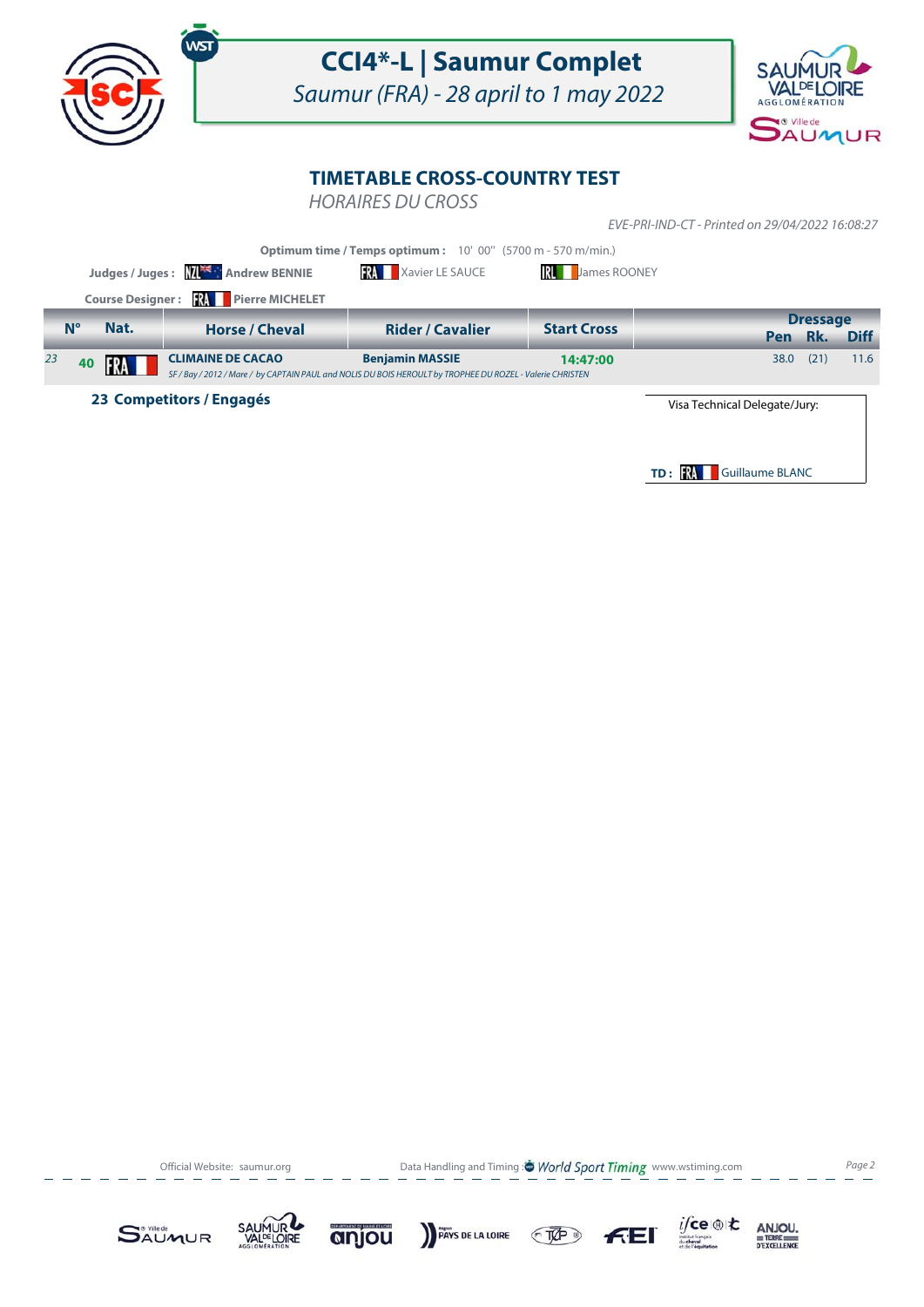# CCI4*-L | Saumur Complet

*Saumur (FRA) - 28 april to 1 may 2022*

## TIMETABLE CROSS-COUNTRY TEST

*HORAIRES DU CROSS*

*EVE-PRI-IND-CT - Printed on 29/04/2022 16:08:27*

**Optimum time / Temps optimum :** 10' 00'' (5700 m - 570 m/min.)

**Judges / Juges :** NZL **Andrew BENNIE** FRA Xavier LE SAUCE IRL James ROONEY

**Course Designer :** FRA **Pierre MICHELET**

| | N° | Nat. | Horse / Cheval | Rider / Cavalier | Start Cross | Dressage Pen | Rk. | Diff |
|---|---|---|---|---|---|---|---|---|
| 23 | 40 | FRA | **CLIMAINE DE CACAO**<br>*SF / Bay / 2012 / Mare / by CAPTAIN PAUL and NOLIS DU BOIS HEROULT by TROPHEE DU ROZEL - Valerie CHRISTEN* | **Benjamin MASSIE** | **14:47:00** | 38.0 | (21) | 11.6 |

**23 Competitors / Engagés**

Visa Technical Delegate/Jury:

**TD :** FRA Guillaume BLANC

Official Website: saumur.org — Data Handling and Timing : World Sport Timing www.wstiming.com